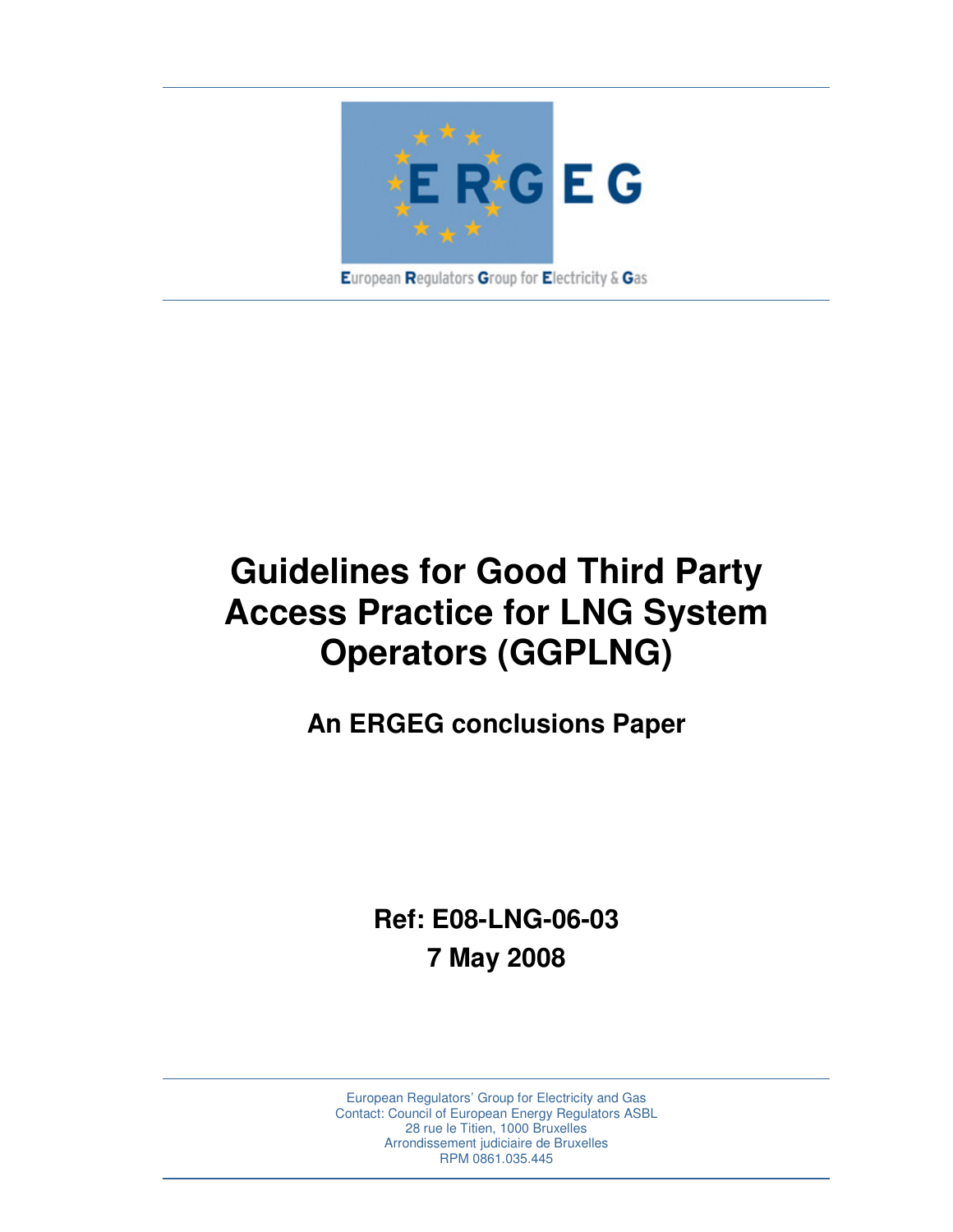ERGEG

European Regulators Group for Electricity & Gas

# Guidelines for Good Third Party Access Practice for LNG System Operators (GGPLNG)

## An ERGEG conclusions Paper

**Ref: E08-LNG-06-03**

**7 May 2008**

European Regulators' Group for Electricity and Gas
Contact: Council of European Energy Regulators ASBL
28 rue le Titien, 1000 Bruxelles
Arrondissement judiciaire de Bruxelles
RPM 0861.035.445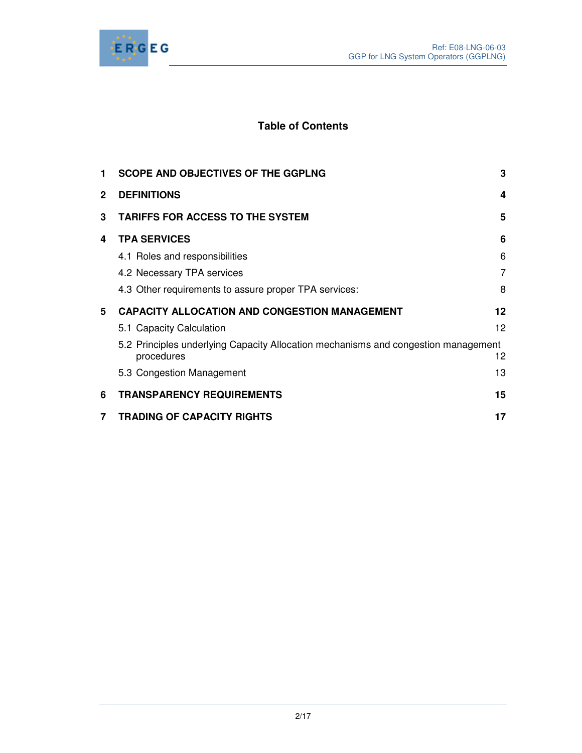## Table of Contents

1 SCOPE AND OBJECTIVES OF THE GGPLNG 3

2 DEFINITIONS 4

3 TARIFFS FOR ACCESS TO THE SYSTEM 5

4 TPA SERVICES 6

- 4.1 Roles and responsibilities 6
- 4.2 Necessary TPA services 7
- 4.3 Other requirements to assure proper TPA services: 8

5 CAPACITY ALLOCATION AND CONGESTION MANAGEMENT 12

- 5.1 Capacity Calculation 12
- 5.2 Principles underlying Capacity Allocation mechanisms and congestion management procedures 12
- 5.3 Congestion Management 13

6 TRANSPARENCY REQUIREMENTS 15

7 TRADING OF CAPACITY RIGHTS 17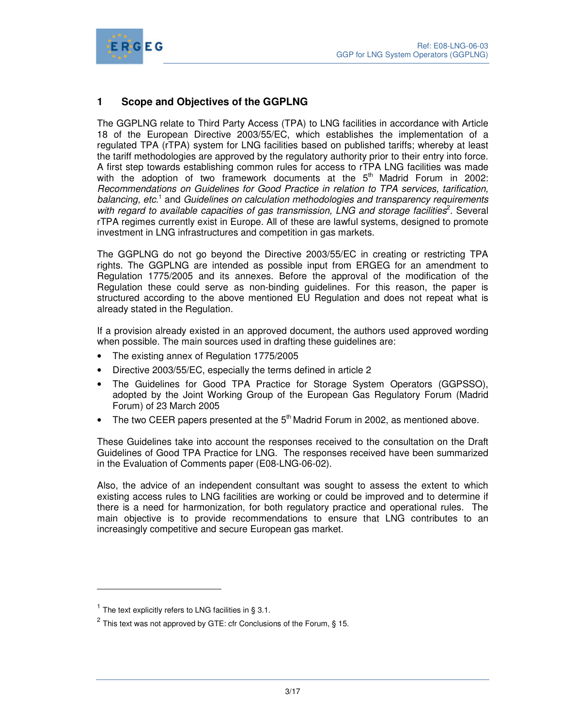# 1 Scope and Objectives of the GGPLNG

The GGPLNG relate to Third Party Access (TPA) to LNG facilities in accordance with Article 18 of the European Directive 2003/55/EC, which establishes the implementation of a regulated TPA (rTPA) system for LNG facilities based on published tariffs; whereby at least the tariff methodologies are approved by the regulatory authority prior to their entry into force. A first step towards establishing common rules for access to rTPA LNG facilities was made with the adoption of two framework documents at the 5th Madrid Forum in 2002: *Recommendations on Guidelines for Good Practice in relation to TPA services, tarification, balancing, etc.*[1] and *Guidelines on calculation methodologies and transparency requirements with regard to available capacities of gas transmission, LNG and storage facilities*[2]. Several rTPA regimes currently exist in Europe. All of these are lawful systems, designed to promote investment in LNG infrastructures and competition in gas markets.

The GGPLNG do not go beyond the Directive 2003/55/EC in creating or restricting TPA rights. The GGPLNG are intended as possible input from ERGEG for an amendment to Regulation 1775/2005 and its annexes. Before the approval of the modification of the Regulation these could serve as non-binding guidelines. For this reason, the paper is structured according to the above mentioned EU Regulation and does not repeat what is already stated in the Regulation.

If a provision already existed in an approved document, the authors used approved wording when possible. The main sources used in drafting these guidelines are:

- The existing annex of Regulation 1775/2005
- Directive 2003/55/EC, especially the terms defined in article 2
- The Guidelines for Good TPA Practice for Storage System Operators (GGPSSO), adopted by the Joint Working Group of the European Gas Regulatory Forum (Madrid Forum) of 23 March 2005
- The two CEER papers presented at the 5th Madrid Forum in 2002, as mentioned above.

These Guidelines take into account the responses received to the consultation on the Draft Guidelines of Good TPA Practice for LNG. The responses received have been summarized in the Evaluation of Comments paper (E08-LNG-06-02).

Also, the advice of an independent consultant was sought to assess the extent to which existing access rules to LNG facilities are working or could be improved and to determine if there is a need for harmonization, for both regulatory practice and operational rules. The main objective is to provide recommendations to ensure that LNG contributes to an increasingly competitive and secure European gas market.

---

[1] The text explicitly refers to LNG facilities in § 3.1.

[2] This text was not approved by GTE: cfr Conclusions of the Forum, § 15.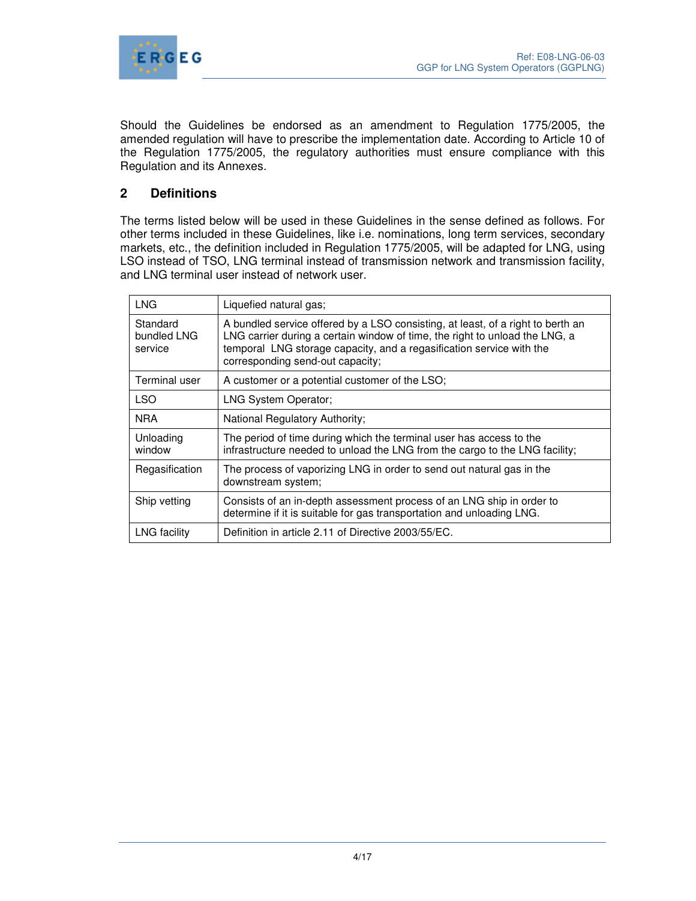Should the Guidelines be endorsed as an amendment to Regulation 1775/2005, the amended regulation will have to prescribe the implementation date. According to Article 10 of the Regulation 1775/2005, the regulatory authorities must ensure compliance with this Regulation and its Annexes.

## 2 Definitions

The terms listed below will be used in these Guidelines in the sense defined as follows. For other terms included in these Guidelines, like i.e. nominations, long term services, secondary markets, etc., the definition included in Regulation 1775/2005, will be adapted for LNG, using LSO instead of TSO, LNG terminal instead of transmission network and transmission facility, and LNG terminal user instead of network user.

| | |
|---|---|
| LNG | Liquefied natural gas; |
| Standard bundled LNG service | A bundled service offered by a LSO consisting, at least, of a right to berth an LNG carrier during a certain window of time, the right to unload the LNG, a temporal LNG storage capacity, and a regasification service with the corresponding send-out capacity; |
| Terminal user | A customer or a potential customer of the LSO; |
| LSO | LNG System Operator; |
| NRA | National Regulatory Authority; |
| Unloading window | The period of time during which the terminal user has access to the infrastructure needed to unload the LNG from the cargo to the LNG facility; |
| Regasification | The process of vaporizing LNG in order to send out natural gas in the downstream system; |
| Ship vetting | Consists of an in-depth assessment process of an LNG ship in order to determine if it is suitable for gas transportation and unloading LNG. |
| LNG facility | Definition in article 2.11 of Directive 2003/55/EC. |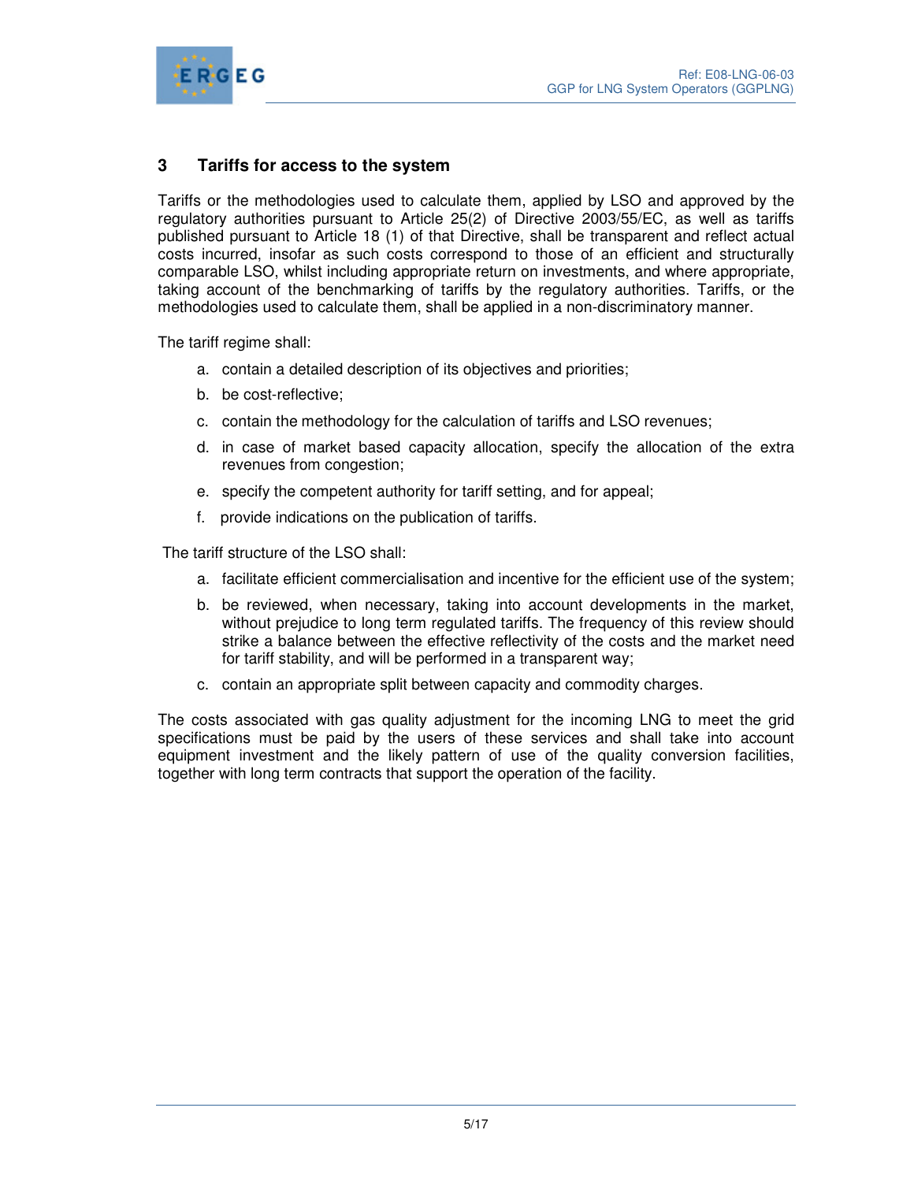## 3 Tariffs for access to the system

Tariffs or the methodologies used to calculate them, applied by LSO and approved by the regulatory authorities pursuant to Article 25(2) of Directive 2003/55/EC, as well as tariffs published pursuant to Article 18 (1) of that Directive, shall be transparent and reflect actual costs incurred, insofar as such costs correspond to those of an efficient and structurally comparable LSO, whilst including appropriate return on investments, and where appropriate, taking account of the benchmarking of tariffs by the regulatory authorities. Tariffs, or the methodologies used to calculate them, shall be applied in a non-discriminatory manner.

The tariff regime shall:

a. contain a detailed description of its objectives and priorities;
b. be cost-reflective;
c. contain the methodology for the calculation of tariffs and LSO revenues;
d. in case of market based capacity allocation, specify the allocation of the extra revenues from congestion;
e. specify the competent authority for tariff setting, and for appeal;
f. provide indications on the publication of tariffs.

The tariff structure of the LSO shall:

a. facilitate efficient commercialisation and incentive for the efficient use of the system;
b. be reviewed, when necessary, taking into account developments in the market, without prejudice to long term regulated tariffs. The frequency of this review should strike a balance between the effective reflectivity of the costs and the market need for tariff stability, and will be performed in a transparent way;
c. contain an appropriate split between capacity and commodity charges.

The costs associated with gas quality adjustment for the incoming LNG to meet the grid specifications must be paid by the users of these services and shall take into account equipment investment and the likely pattern of use of the quality conversion facilities, together with long term contracts that support the operation of the facility.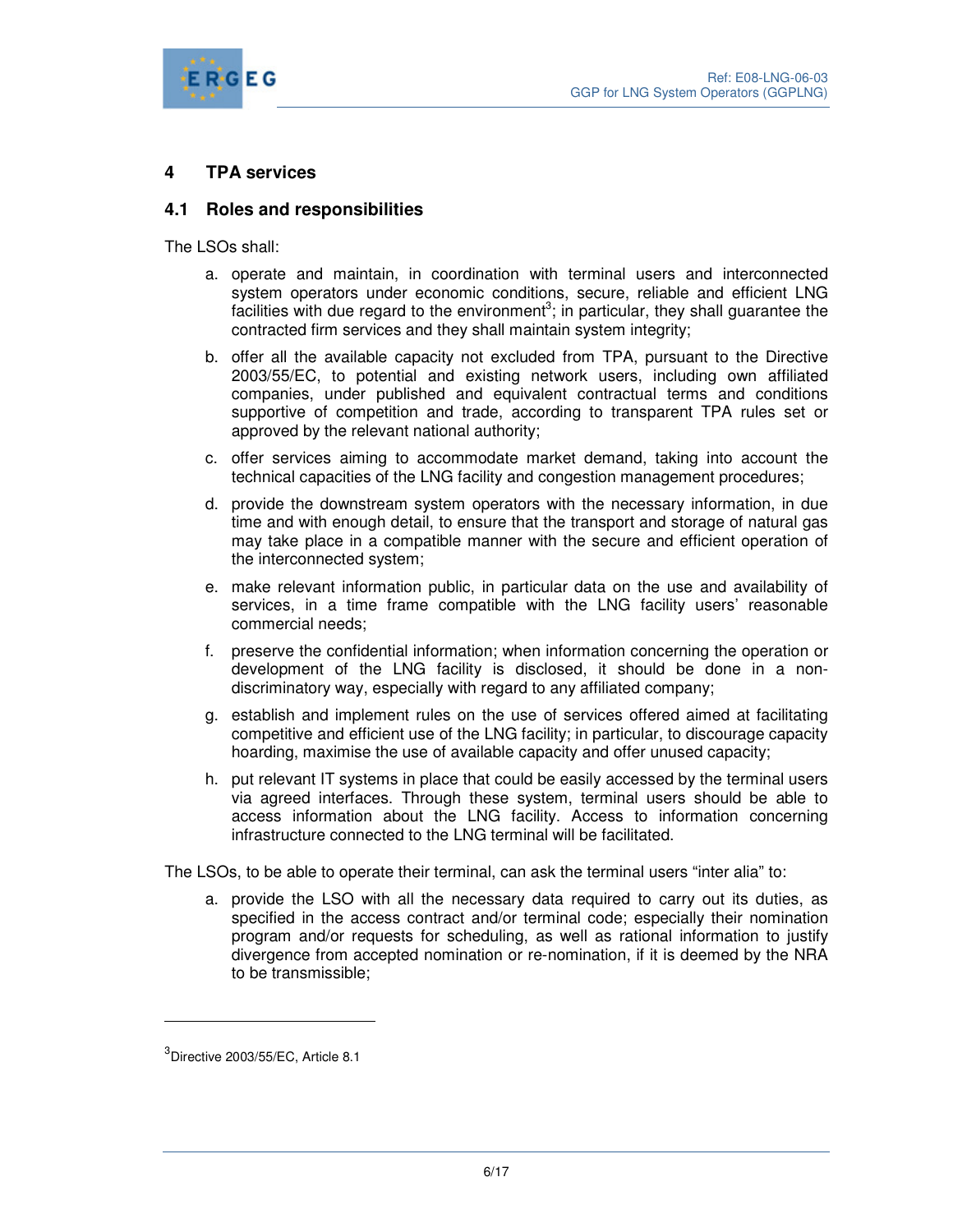# 4 TPA services

## 4.1 Roles and responsibilities

The LSOs shall:

a. operate and maintain, in coordination with terminal users and interconnected system operators under economic conditions, secure, reliable and efficient LNG facilities with due regard to the environment[3]; in particular, they shall guarantee the contracted firm services and they shall maintain system integrity;

b. offer all the available capacity not excluded from TPA, pursuant to the Directive 2003/55/EC, to potential and existing network users, including own affiliated companies, under published and equivalent contractual terms and conditions supportive of competition and trade, according to transparent TPA rules set or approved by the relevant national authority;

c. offer services aiming to accommodate market demand, taking into account the technical capacities of the LNG facility and congestion management procedures;

d. provide the downstream system operators with the necessary information, in due time and with enough detail, to ensure that the transport and storage of natural gas may take place in a compatible manner with the secure and efficient operation of the interconnected system;

e. make relevant information public, in particular data on the use and availability of services, in a time frame compatible with the LNG facility users' reasonable commercial needs;

f. preserve the confidential information; when information concerning the operation or development of the LNG facility is disclosed, it should be done in a non-discriminatory way, especially with regard to any affiliated company;

g. establish and implement rules on the use of services offered aimed at facilitating competitive and efficient use of the LNG facility; in particular, to discourage capacity hoarding, maximise the use of available capacity and offer unused capacity;

h. put relevant IT systems in place that could be easily accessed by the terminal users via agreed interfaces. Through these system, terminal users should be able to access information about the LNG facility. Access to information concerning infrastructure connected to the LNG terminal will be facilitated.

The LSOs, to be able to operate their terminal, can ask the terminal users "inter alia" to:

a. provide the LSO with all the necessary data required to carry out its duties, as specified in the access contract and/or terminal code; especially their nomination program and/or requests for scheduling, as well as rational information to justify divergence from accepted nomination or re-nomination, if it is deemed by the NRA to be transmissible;

---

[3] Directive 2003/55/EC, Article 8.1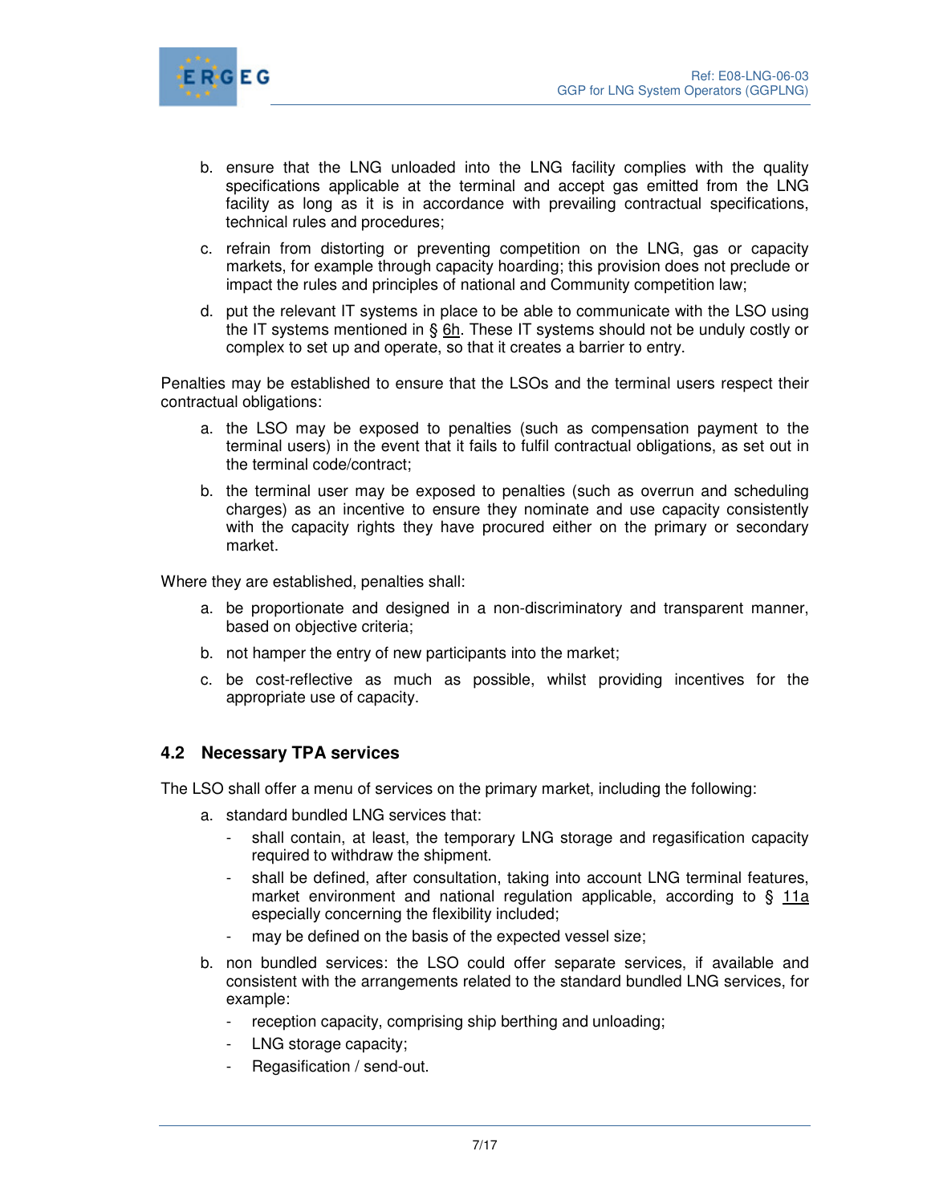b. ensure that the LNG unloaded into the LNG facility complies with the quality specifications applicable at the terminal and accept gas emitted from the LNG facility as long as it is in accordance with prevailing contractual specifications, technical rules and procedures;

c. refrain from distorting or preventing competition on the LNG, gas or capacity markets, for example through capacity hoarding; this provision does not preclude or impact the rules and principles of national and Community competition law;

d. put the relevant IT systems in place to be able to communicate with the LSO using the IT systems mentioned in § 6h. These IT systems should not be unduly costly or complex to set up and operate, so that it creates a barrier to entry.

Penalties may be established to ensure that the LSOs and the terminal users respect their contractual obligations:

a. the LSO may be exposed to penalties (such as compensation payment to the terminal users) in the event that it fails to fulfil contractual obligations, as set out in the terminal code/contract;

b. the terminal user may be exposed to penalties (such as overrun and scheduling charges) as an incentive to ensure they nominate and use capacity consistently with the capacity rights they have procured either on the primary or secondary market.

Where they are established, penalties shall:

a. be proportionate and designed in a non-discriminatory and transparent manner, based on objective criteria;

b. not hamper the entry of new participants into the market;

c. be cost-reflective as much as possible, whilst providing incentives for the appropriate use of capacity.

## 4.2 Necessary TPA services

The LSO shall offer a menu of services on the primary market, including the following:

a. standard bundled LNG services that:
   - shall contain, at least, the temporary LNG storage and regasification capacity required to withdraw the shipment.
   - shall be defined, after consultation, taking into account LNG terminal features, market environment and national regulation applicable, according to § 11a especially concerning the flexibility included;
   - may be defined on the basis of the expected vessel size;

b. non bundled services: the LSO could offer separate services, if available and consistent with the arrangements related to the standard bundled LNG services, for example:
   - reception capacity, comprising ship berthing and unloading;
   - LNG storage capacity;
   - Regasification / send-out.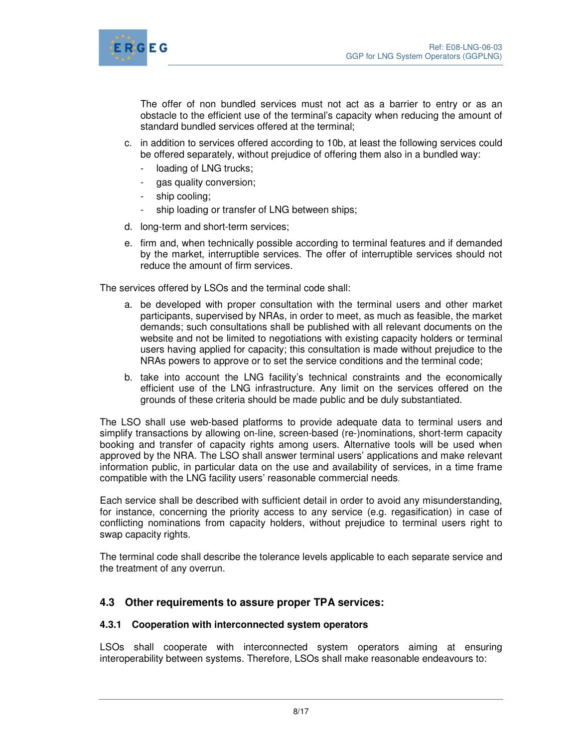The offer of non bundled services must not act as a barrier to entry or as an obstacle to the efficient use of the terminal's capacity when reducing the amount of standard bundled services offered at the terminal;

c. in addition to services offered according to 10b, at least the following services could be offered separately, without prejudice of offering them also in a bundled way:
   - loading of LNG trucks;
   - gas quality conversion;
   - ship cooling;
   - ship loading or transfer of LNG between ships;

d. long-term and short-term services;

e. firm and, when technically possible according to terminal features and if demanded by the market, interruptible services. The offer of interruptible services should not reduce the amount of firm services.

The services offered by LSOs and the terminal code shall:

a. be developed with proper consultation with the terminal users and other market participants, supervised by NRAs, in order to meet, as much as feasible, the market demands; such consultations shall be published with all relevant documents on the website and not be limited to negotiations with existing capacity holders or terminal users having applied for capacity; this consultation is made without prejudice to the NRAs powers to approve or to set the service conditions and the terminal code;

b. take into account the LNG facility's technical constraints and the economically efficient use of the LNG infrastructure. Any limit on the services offered on the grounds of these criteria should be made public and be duly substantiated.

The LSO shall use web-based platforms to provide adequate data to terminal users and simplify transactions by allowing on-line, screen-based (re-)nominations, short-term capacity booking and transfer of capacity rights among users. Alternative tools will be used when approved by the NRA. The LSO shall answer terminal users' applications and make relevant information public, in particular data on the use and availability of services, in a time frame compatible with the LNG facility users' reasonable commercial needs.

Each service shall be described with sufficient detail in order to avoid any misunderstanding, for instance, concerning the priority access to any service (e.g. regasification) in case of conflicting nominations from capacity holders, without prejudice to terminal users right to swap capacity rights.

The terminal code shall describe the tolerance levels applicable to each separate service and the treatment of any overrun.

## 4.3 Other requirements to assure proper TPA services:

### 4.3.1 Cooperation with interconnected system operators

LSOs shall cooperate with interconnected system operators aiming at ensuring interoperability between systems. Therefore, LSOs shall make reasonable endeavours to: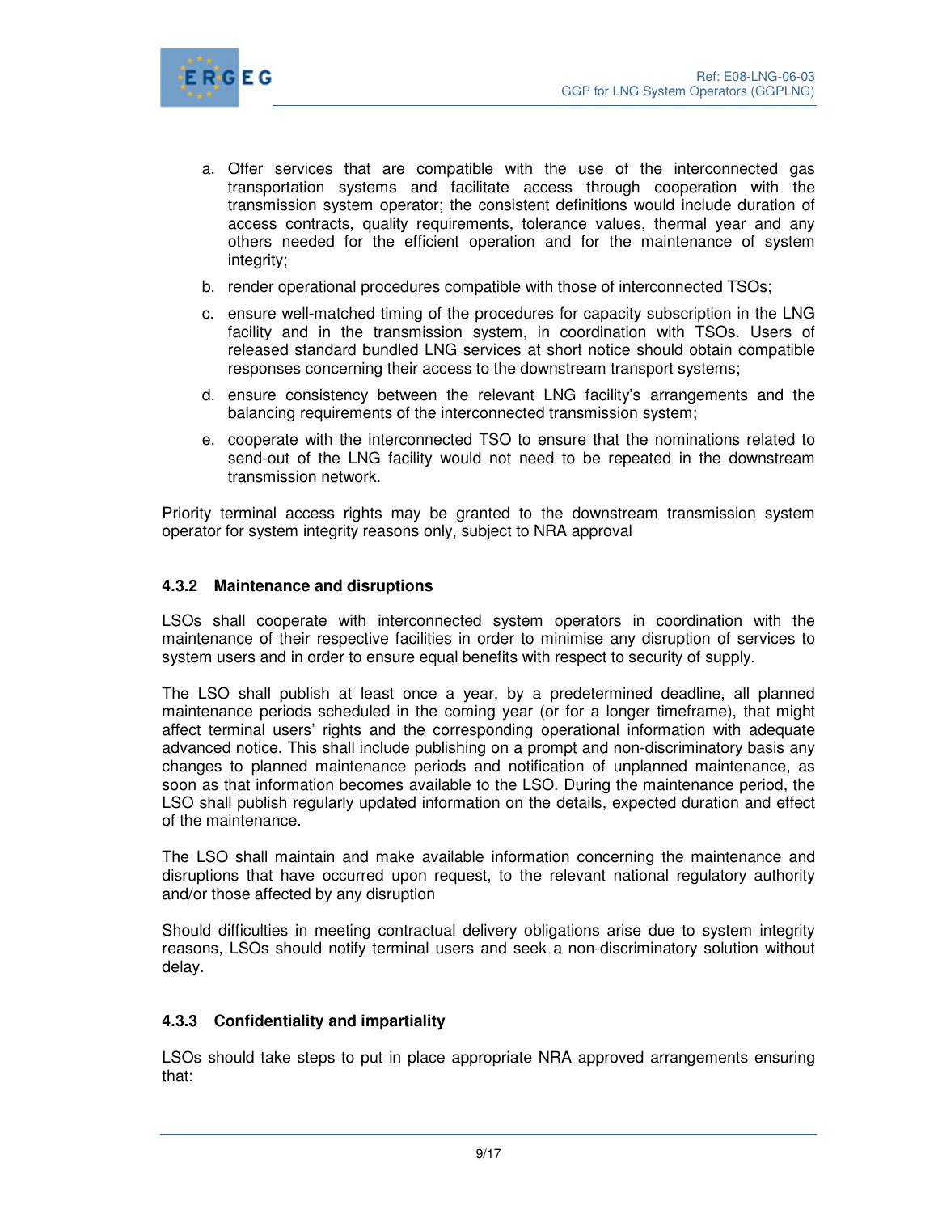a. Offer services that are compatible with the use of the interconnected gas transportation systems and facilitate access through cooperation with the transmission system operator; the consistent definitions would include duration of access contracts, quality requirements, tolerance values, thermal year and any others needed for the efficient operation and for the maintenance of system integrity;

b. render operational procedures compatible with those of interconnected TSOs;

c. ensure well-matched timing of the procedures for capacity subscription in the LNG facility and in the transmission system, in coordination with TSOs. Users of released standard bundled LNG services at short notice should obtain compatible responses concerning their access to the downstream transport systems;

d. ensure consistency between the relevant LNG facility's arrangements and the balancing requirements of the interconnected transmission system;

e. cooperate with the interconnected TSO to ensure that the nominations related to send-out of the LNG facility would not need to be repeated in the downstream transmission network.

Priority terminal access rights may be granted to the downstream transmission system operator for system integrity reasons only, subject to NRA approval

### 4.3.2 Maintenance and disruptions

LSOs shall cooperate with interconnected system operators in coordination with the maintenance of their respective facilities in order to minimise any disruption of services to system users and in order to ensure equal benefits with respect to security of supply.

The LSO shall publish at least once a year, by a predetermined deadline, all planned maintenance periods scheduled in the coming year (or for a longer timeframe), that might affect terminal users' rights and the corresponding operational information with adequate advanced notice. This shall include publishing on a prompt and non-discriminatory basis any changes to planned maintenance periods and notification of unplanned maintenance, as soon as that information becomes available to the LSO. During the maintenance period, the LSO shall publish regularly updated information on the details, expected duration and effect of the maintenance.

The LSO shall maintain and make available information concerning the maintenance and disruptions that have occurred upon request, to the relevant national regulatory authority and/or those affected by any disruption

Should difficulties in meeting contractual delivery obligations arise due to system integrity reasons, LSOs should notify terminal users and seek a non-discriminatory solution without delay.

### 4.3.3 Confidentiality and impartiality

LSOs should take steps to put in place appropriate NRA approved arrangements ensuring that: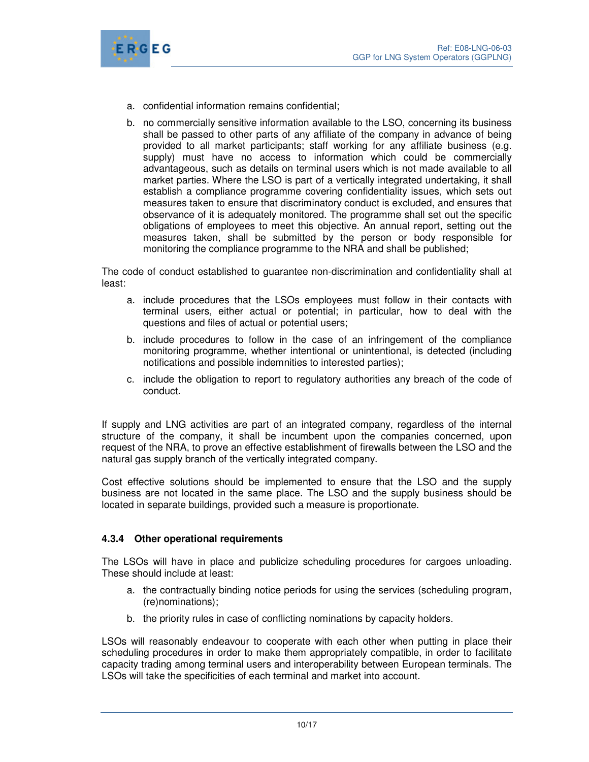a. confidential information remains confidential;

b. no commercially sensitive information available to the LSO, concerning its business shall be passed to other parts of any affiliate of the company in advance of being provided to all market participants; staff working for any affiliate business (e.g. supply) must have no access to information which could be commercially advantageous, such as details on terminal users which is not made available to all market parties. Where the LSO is part of a vertically integrated undertaking, it shall establish a compliance programme covering confidentiality issues, which sets out measures taken to ensure that discriminatory conduct is excluded, and ensures that observance of it is adequately monitored. The programme shall set out the specific obligations of employees to meet this objective. An annual report, setting out the measures taken, shall be submitted by the person or body responsible for monitoring the compliance programme to the NRA and shall be published;

The code of conduct established to guarantee non-discrimination and confidentiality shall at least:

a. include procedures that the LSOs employees must follow in their contacts with terminal users, either actual or potential; in particular, how to deal with the questions and files of actual or potential users;

b. include procedures to follow in the case of an infringement of the compliance monitoring programme, whether intentional or unintentional, is detected (including notifications and possible indemnities to interested parties);

c. include the obligation to report to regulatory authorities any breach of the code of conduct.

If supply and LNG activities are part of an integrated company, regardless of the internal structure of the company, it shall be incumbent upon the companies concerned, upon request of the NRA, to prove an effective establishment of firewalls between the LSO and the natural gas supply branch of the vertically integrated company.

Cost effective solutions should be implemented to ensure that the LSO and the supply business are not located in the same place. The LSO and the supply business should be located in separate buildings, provided such a measure is proportionate.

#### 4.3.4 Other operational requirements

The LSOs will have in place and publicize scheduling procedures for cargoes unloading. These should include at least:

a. the contractually binding notice periods for using the services (scheduling program, (re)nominations);

b. the priority rules in case of conflicting nominations by capacity holders.

LSOs will reasonably endeavour to cooperate with each other when putting in place their scheduling procedures in order to make them appropriately compatible, in order to facilitate capacity trading among terminal users and interoperability between European terminals. The LSOs will take the specificities of each terminal and market into account.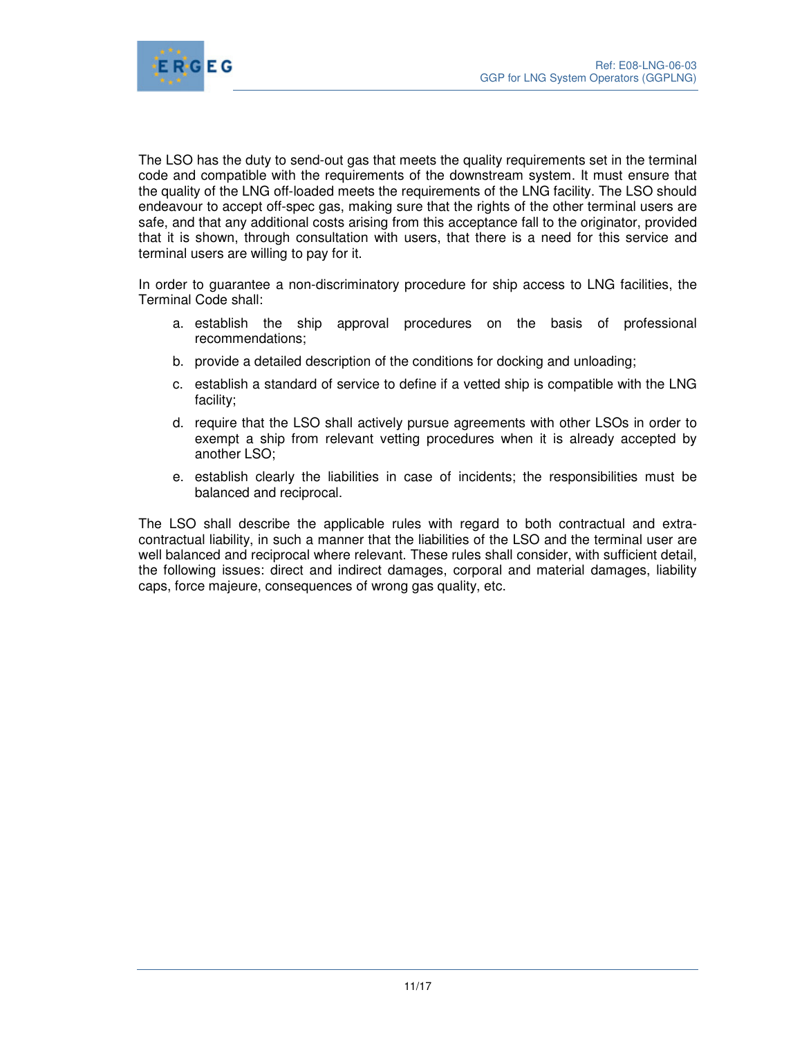The LSO has the duty to send-out gas that meets the quality requirements set in the terminal code and compatible with the requirements of the downstream system. It must ensure that the quality of the LNG off-loaded meets the requirements of the LNG facility. The LSO should endeavour to accept off-spec gas, making sure that the rights of the other terminal users are safe, and that any additional costs arising from this acceptance fall to the originator, provided that it is shown, through consultation with users, that there is a need for this service and terminal users are willing to pay for it.

In order to guarantee a non-discriminatory procedure for ship access to LNG facilities, the Terminal Code shall:

a. establish the ship approval procedures on the basis of professional recommendations;

b. provide a detailed description of the conditions for docking and unloading;

c. establish a standard of service to define if a vetted ship is compatible with the LNG facility;

d. require that the LSO shall actively pursue agreements with other LSOs in order to exempt a ship from relevant vetting procedures when it is already accepted by another LSO;

e. establish clearly the liabilities in case of incidents; the responsibilities must be balanced and reciprocal.

The LSO shall describe the applicable rules with regard to both contractual and extra-contractual liability, in such a manner that the liabilities of the LSO and the terminal user are well balanced and reciprocal where relevant. These rules shall consider, with sufficient detail, the following issues: direct and indirect damages, corporal and material damages, liability caps, force majeure, consequences of wrong gas quality, etc.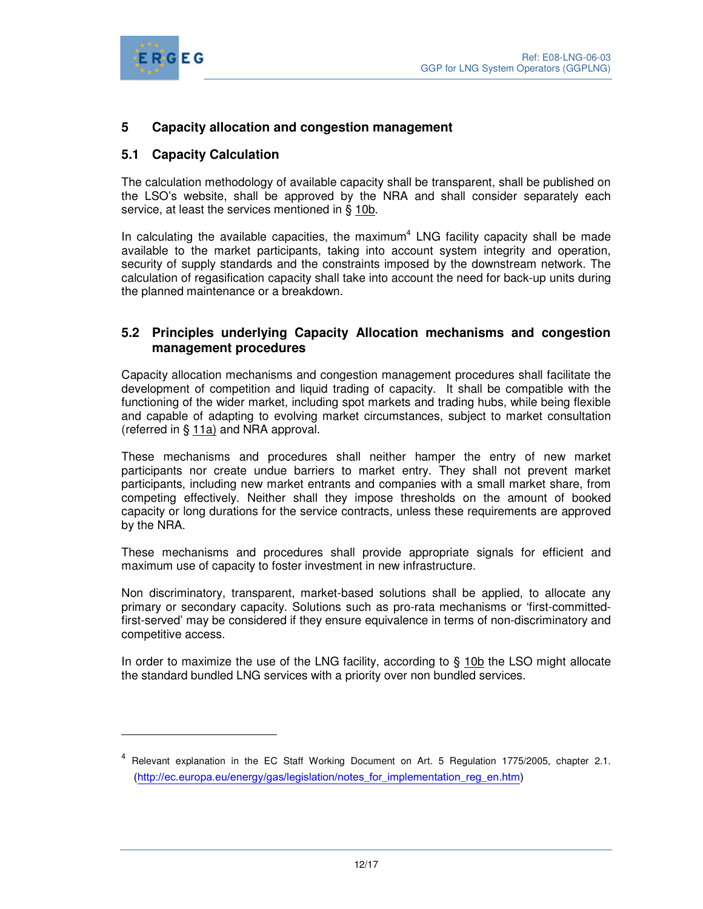# 5 Capacity allocation and congestion management

## 5.1 Capacity Calculation

The calculation methodology of available capacity shall be transparent, shall be published on the LSO's website, shall be approved by the NRA and shall consider separately each service, at least the services mentioned in § 10b.

In calculating the available capacities, the maximum[4] LNG facility capacity shall be made available to the market participants, taking into account system integrity and operation, security of supply standards and the constraints imposed by the downstream network. The calculation of regasification capacity shall take into account the need for back-up units during the planned maintenance or a breakdown.

## 5.2 Principles underlying Capacity Allocation mechanisms and congestion management procedures

Capacity allocation mechanisms and congestion management procedures shall facilitate the development of competition and liquid trading of capacity. It shall be compatible with the functioning of the wider market, including spot markets and trading hubs, while being flexible and capable of adapting to evolving market circumstances, subject to market consultation (referred in § 11a) and NRA approval.

These mechanisms and procedures shall neither hamper the entry of new market participants nor create undue barriers to market entry. They shall not prevent market participants, including new market entrants and companies with a small market share, from competing effectively. Neither shall they impose thresholds on the amount of booked capacity or long durations for the service contracts, unless these requirements are approved by the NRA.

These mechanisms and procedures shall provide appropriate signals for efficient and maximum use of capacity to foster investment in new infrastructure.

Non discriminatory, transparent, market-based solutions shall be applied, to allocate any primary or secondary capacity. Solutions such as pro-rata mechanisms or 'first-committed-first-served' may be considered if they ensure equivalence in terms of non-discriminatory and competitive access.

In order to maximize the use of the LNG facility, according to § 10b the LSO might allocate the standard bundled LNG services with a priority over non bundled services.

---

[4] Relevant explanation in the EC Staff Working Document on Art. 5 Regulation 1775/2005, chapter 2.1. (http://ec.europa.eu/energy/gas/legislation/notes_for_implementation_reg_en.htm)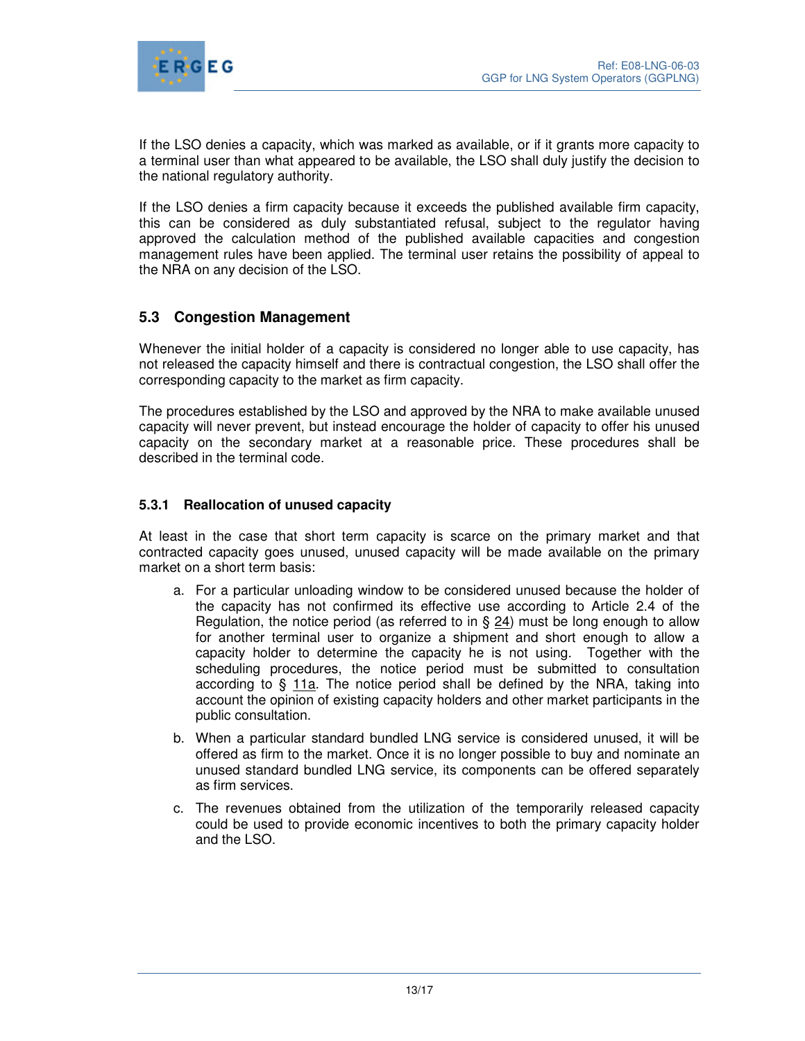If the LSO denies a capacity, which was marked as available, or if it grants more capacity to a terminal user than what appeared to be available, the LSO shall duly justify the decision to the national regulatory authority.

If the LSO denies a firm capacity because it exceeds the published available firm capacity, this can be considered as duly substantiated refusal, subject to the regulator having approved the calculation method of the published available capacities and congestion management rules have been applied. The terminal user retains the possibility of appeal to the NRA on any decision of the LSO.

## 5.3 Congestion Management

Whenever the initial holder of a capacity is considered no longer able to use capacity, has not released the capacity himself and there is contractual congestion, the LSO shall offer the corresponding capacity to the market as firm capacity.

The procedures established by the LSO and approved by the NRA to make available unused capacity will never prevent, but instead encourage the holder of capacity to offer his unused capacity on the secondary market at a reasonable price. These procedures shall be described in the terminal code.

### 5.3.1 Reallocation of unused capacity

At least in the case that short term capacity is scarce on the primary market and that contracted capacity goes unused, unused capacity will be made available on the primary market on a short term basis:

a. For a particular unloading window to be considered unused because the holder of the capacity has not confirmed its effective use according to Article 2.4 of the Regulation, the notice period (as referred to in § 24) must be long enough to allow for another terminal user to organize a shipment and short enough to allow a capacity holder to determine the capacity he is not using. Together with the scheduling procedures, the notice period must be submitted to consultation according to § 11a. The notice period shall be defined by the NRA, taking into account the opinion of existing capacity holders and other market participants in the public consultation.

b. When a particular standard bundled LNG service is considered unused, it will be offered as firm to the market. Once it is no longer possible to buy and nominate an unused standard bundled LNG service, its components can be offered separately as firm services.

c. The revenues obtained from the utilization of the temporarily released capacity could be used to provide economic incentives to both the primary capacity holder and the LSO.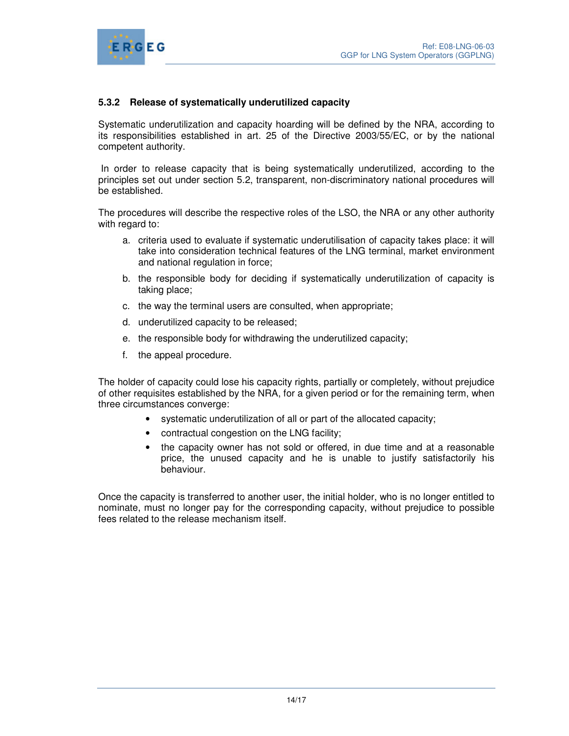### 5.3.2 Release of systematically underutilized capacity

Systematic underutilization and capacity hoarding will be defined by the NRA, according to its responsibilities established in art. 25 of the Directive 2003/55/EC, or by the national competent authority.

In order to release capacity that is being systematically underutilized, according to the principles set out under section 5.2, transparent, non-discriminatory national procedures will be established.

The procedures will describe the respective roles of the LSO, the NRA or any other authority with regard to:

a. criteria used to evaluate if systematic underutilisation of capacity takes place: it will take into consideration technical features of the LNG terminal, market environment and national regulation in force;
b. the responsible body for deciding if systematically underutilization of capacity is taking place;
c. the way the terminal users are consulted, when appropriate;
d. underutilized capacity to be released;
e. the responsible body for withdrawing the underutilized capacity;
f. the appeal procedure.

The holder of capacity could lose his capacity rights, partially or completely, without prejudice of other requisites established by the NRA, for a given period or for the remaining term, when three circumstances converge:

- systematic underutilization of all or part of the allocated capacity;
- contractual congestion on the LNG facility;
- the capacity owner has not sold or offered, in due time and at a reasonable price, the unused capacity and he is unable to justify satisfactorily his behaviour.

Once the capacity is transferred to another user, the initial holder, who is no longer entitled to nominate, must no longer pay for the corresponding capacity, without prejudice to possible fees related to the release mechanism itself.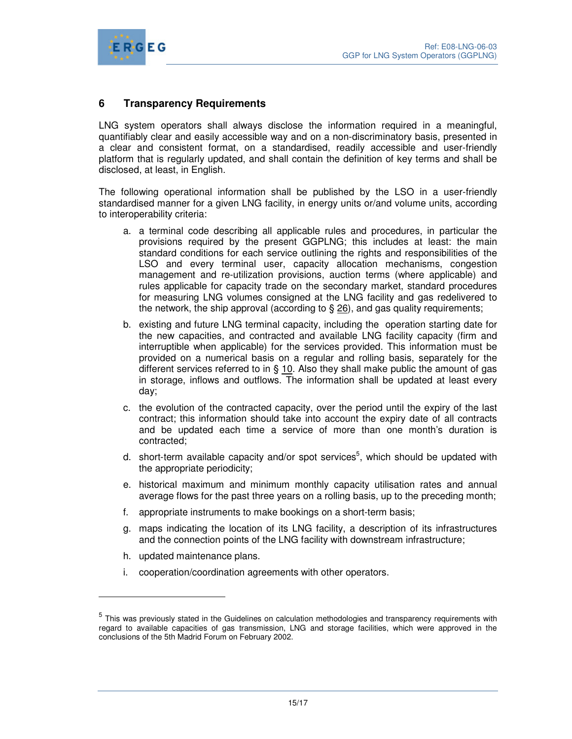## 6 Transparency Requirements

LNG system operators shall always disclose the information required in a meaningful, quantifiably clear and easily accessible way and on a non-discriminatory basis, presented in a clear and consistent format, on a standardised, readily accessible and user-friendly platform that is regularly updated, and shall contain the definition of key terms and shall be disclosed, at least, in English.

The following operational information shall be published by the LSO in a user-friendly standardised manner for a given LNG facility, in energy units or/and volume units, according to interoperability criteria:

a. a terminal code describing all applicable rules and procedures, in particular the provisions required by the present GGPLNG; this includes at least: the main standard conditions for each service outlining the rights and responsibilities of the LSO and every terminal user, capacity allocation mechanisms, congestion management and re-utilization provisions, auction terms (where applicable) and rules applicable for capacity trade on the secondary market, standard procedures for measuring LNG volumes consigned at the LNG facility and gas redelivered to the network, the ship approval (according to § 26), and gas quality requirements;

b. existing and future LNG terminal capacity, including the operation starting date for the new capacities, and contracted and available LNG facility capacity (firm and interruptible when applicable) for the services provided. This information must be provided on a numerical basis on a regular and rolling basis, separately for the different services referred to in § 10. Also they shall make public the amount of gas in storage, inflows and outflows. The information shall be updated at least every day;

c. the evolution of the contracted capacity, over the period until the expiry of the last contract; this information should take into account the expiry date of all contracts and be updated each time a service of more than one month's duration is contracted;

d. short-term available capacity and/or spot services[5], which should be updated with the appropriate periodicity;

e. historical maximum and minimum monthly capacity utilisation rates and annual average flows for the past three years on a rolling basis, up to the preceding month;

f. appropriate instruments to make bookings on a short-term basis;

g. maps indicating the location of its LNG facility, a description of its infrastructures and the connection points of the LNG facility with downstream infrastructure;

h. updated maintenance plans.

i. cooperation/coordination agreements with other operators.

---

[5] This was previously stated in the Guidelines on calculation methodologies and transparency requirements with regard to available capacities of gas transmission, LNG and storage facilities, which were approved in the conclusions of the 5th Madrid Forum on February 2002.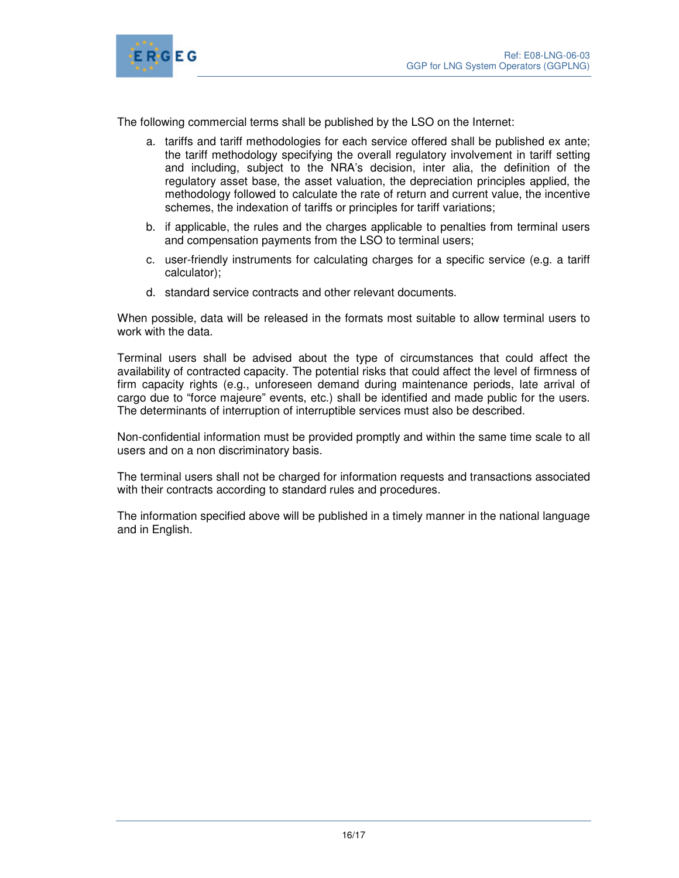The following commercial terms shall be published by the LSO on the Internet:

a. tariffs and tariff methodologies for each service offered shall be published ex ante; the tariff methodology specifying the overall regulatory involvement in tariff setting and including, subject to the NRA's decision, inter alia, the definition of the regulatory asset base, the asset valuation, the depreciation principles applied, the methodology followed to calculate the rate of return and current value, the incentive schemes, the indexation of tariffs or principles for tariff variations;
b. if applicable, the rules and the charges applicable to penalties from terminal users and compensation payments from the LSO to terminal users;
c. user-friendly instruments for calculating charges for a specific service (e.g. a tariff calculator);
d. standard service contracts and other relevant documents.

When possible, data will be released in the formats most suitable to allow terminal users to work with the data.

Terminal users shall be advised about the type of circumstances that could affect the availability of contracted capacity. The potential risks that could affect the level of firmness of firm capacity rights (e.g., unforeseen demand during maintenance periods, late arrival of cargo due to "force majeure" events, etc.) shall be identified and made public for the users. The determinants of interruption of interruptible services must also be described.

Non-confidential information must be provided promptly and within the same time scale to all users and on a non discriminatory basis.

The terminal users shall not be charged for information requests and transactions associated with their contracts according to standard rules and procedures.

The information specified above will be published in a timely manner in the national language and in English.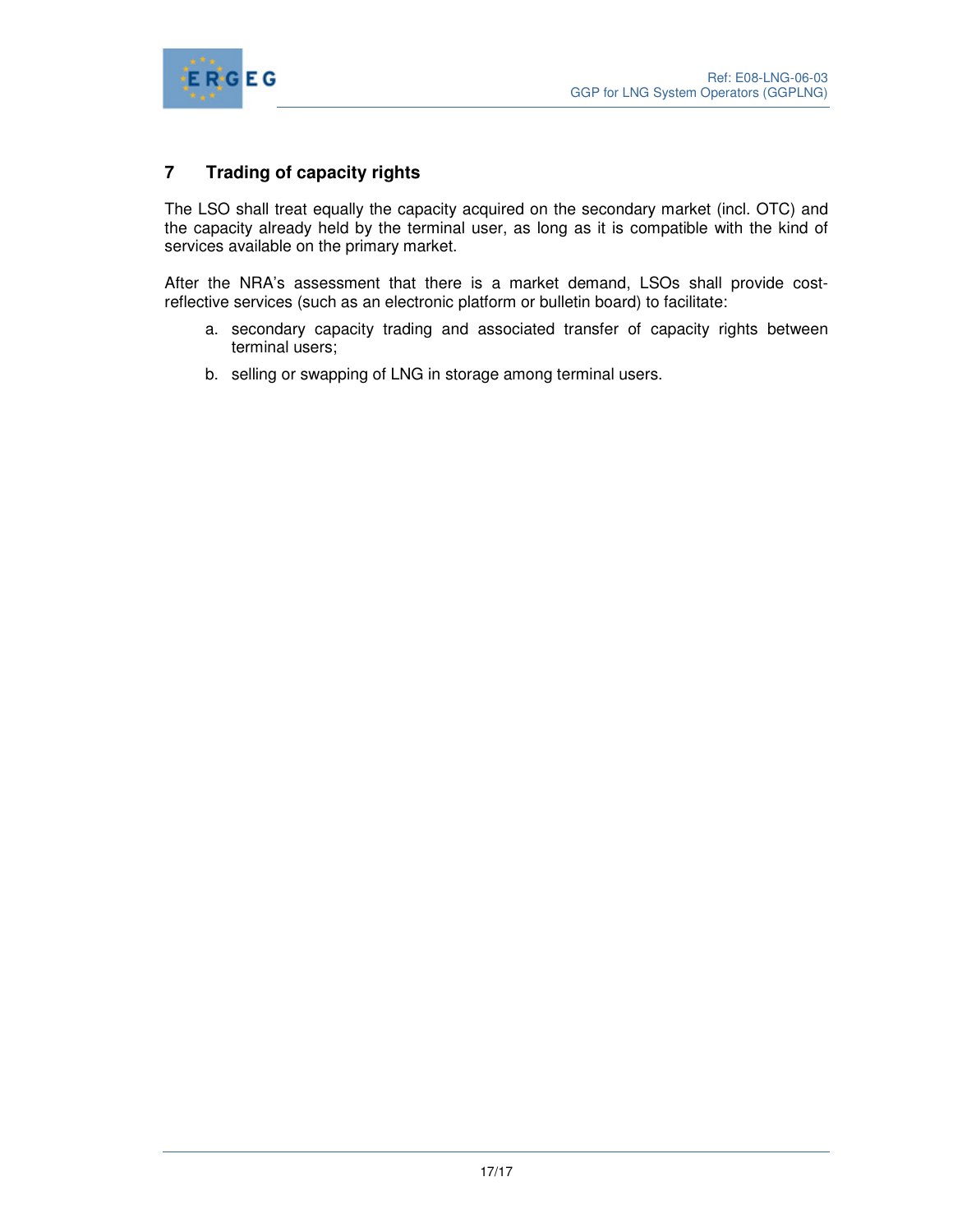# 7 Trading of capacity rights

The LSO shall treat equally the capacity acquired on the secondary market (incl. OTC) and the capacity already held by the terminal user, as long as it is compatible with the kind of services available on the primary market.

After the NRA's assessment that there is a market demand, LSOs shall provide cost-reflective services (such as an electronic platform or bulletin board) to facilitate:

a. secondary capacity trading and associated transfer of capacity rights between terminal users;

b. selling or swapping of LNG in storage among terminal users.